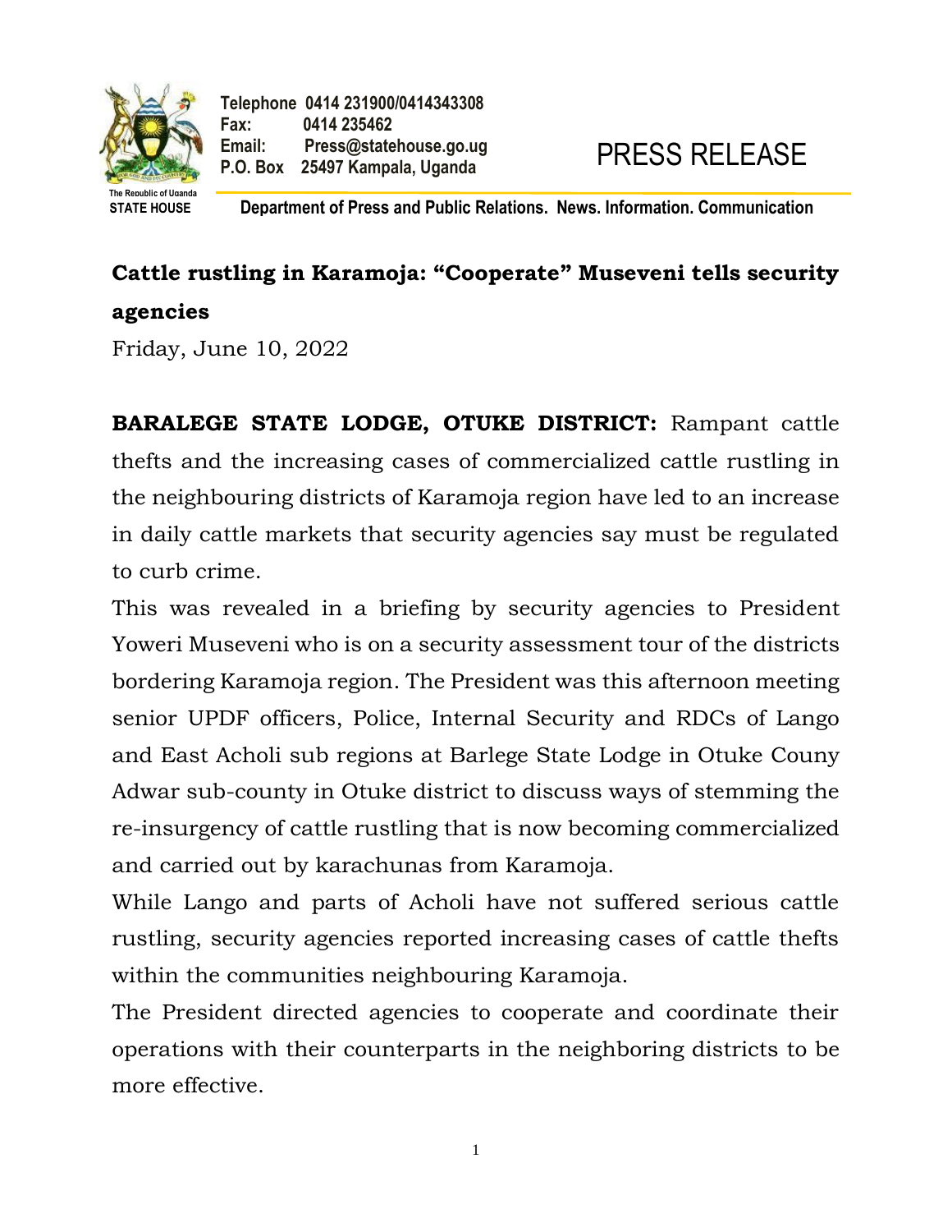Telephone 0414 231900/0414343308
Fax: 0414 235462
Email: Press@statehouse.go.ug
P.O. Box 25497 Kampala, Uganda

The Republic of Uganda
STATE HOUSE

# PRESS RELEASE

Department of Press and Public Relations. News. Information. Communication

## Cattle rustling in Karamoja: "Cooperate" Museveni tells security agencies

Friday, June 10, 2022

**BARALEGE STATE LODGE, OTUKE DISTRICT:** Rampant cattle thefts and the increasing cases of commercialized cattle rustling in the neighbouring districts of Karamoja region have led to an increase in daily cattle markets that security agencies say must be regulated to curb crime.

This was revealed in a briefing by security agencies to President Yoweri Museveni who is on a security assessment tour of the districts bordering Karamoja region. The President was this afternoon meeting senior UPDF officers, Police, Internal Security and RDCs of Lango and East Acholi sub regions at Barlege State Lodge in Otuke Couny Adwar sub-county in Otuke district to discuss ways of stemming the re-insurgency of cattle rustling that is now becoming commercialized and carried out by karachunas from Karamoja.

While Lango and parts of Acholi have not suffered serious cattle rustling, security agencies reported increasing cases of cattle thefts within the communities neighbouring Karamoja.

The President directed agencies to cooperate and coordinate their operations with their counterparts in the neighboring districts to be more effective.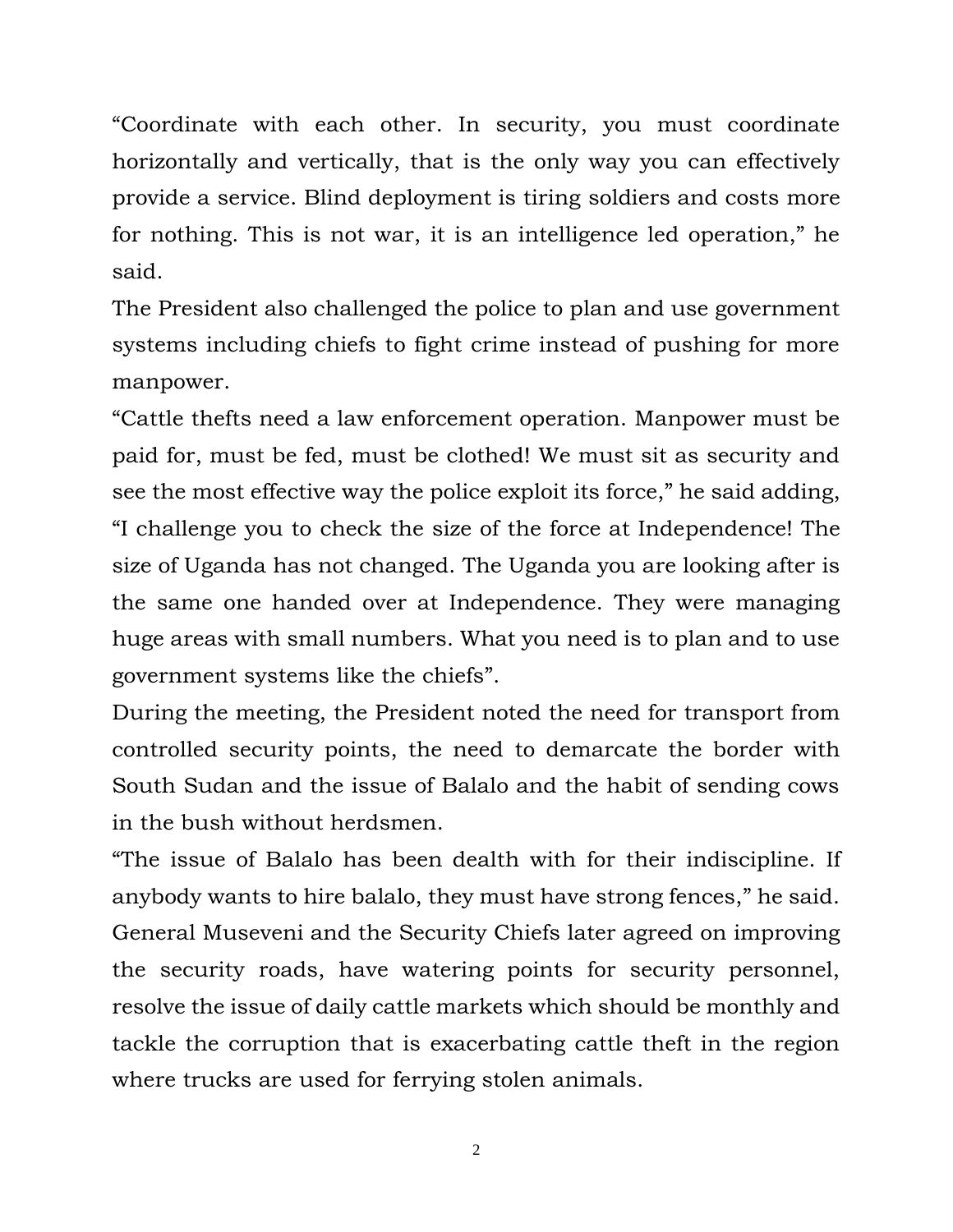"Coordinate with each other. In security, you must coordinate horizontally and vertically, that is the only way you can effectively provide a service. Blind deployment is tiring soldiers and costs more for nothing. This is not war, it is an intelligence led operation," he said.

The President also challenged the police to plan and use government systems including chiefs to fight crime instead of pushing for more manpower.

"Cattle thefts need a law enforcement operation. Manpower must be paid for, must be fed, must be clothed! We must sit as security and see the most effective way the police exploit its force," he said adding, "I challenge you to check the size of the force at Independence! The size of Uganda has not changed. The Uganda you are looking after is the same one handed over at Independence. They were managing huge areas with small numbers. What you need is to plan and to use government systems like the chiefs".

During the meeting, the President noted the need for transport from controlled security points, the need to demarcate the border with South Sudan and the issue of Balalo and the habit of sending cows in the bush without herdsmen.

"The issue of Balalo has been dealth with for their indiscipline. If anybody wants to hire balalo, they must have strong fences," he said.

General Museveni and the Security Chiefs later agreed on improving the security roads, have watering points for security personnel, resolve the issue of daily cattle markets which should be monthly and tackle the corruption that is exacerbating cattle theft in the region where trucks are used for ferrying stolen animals.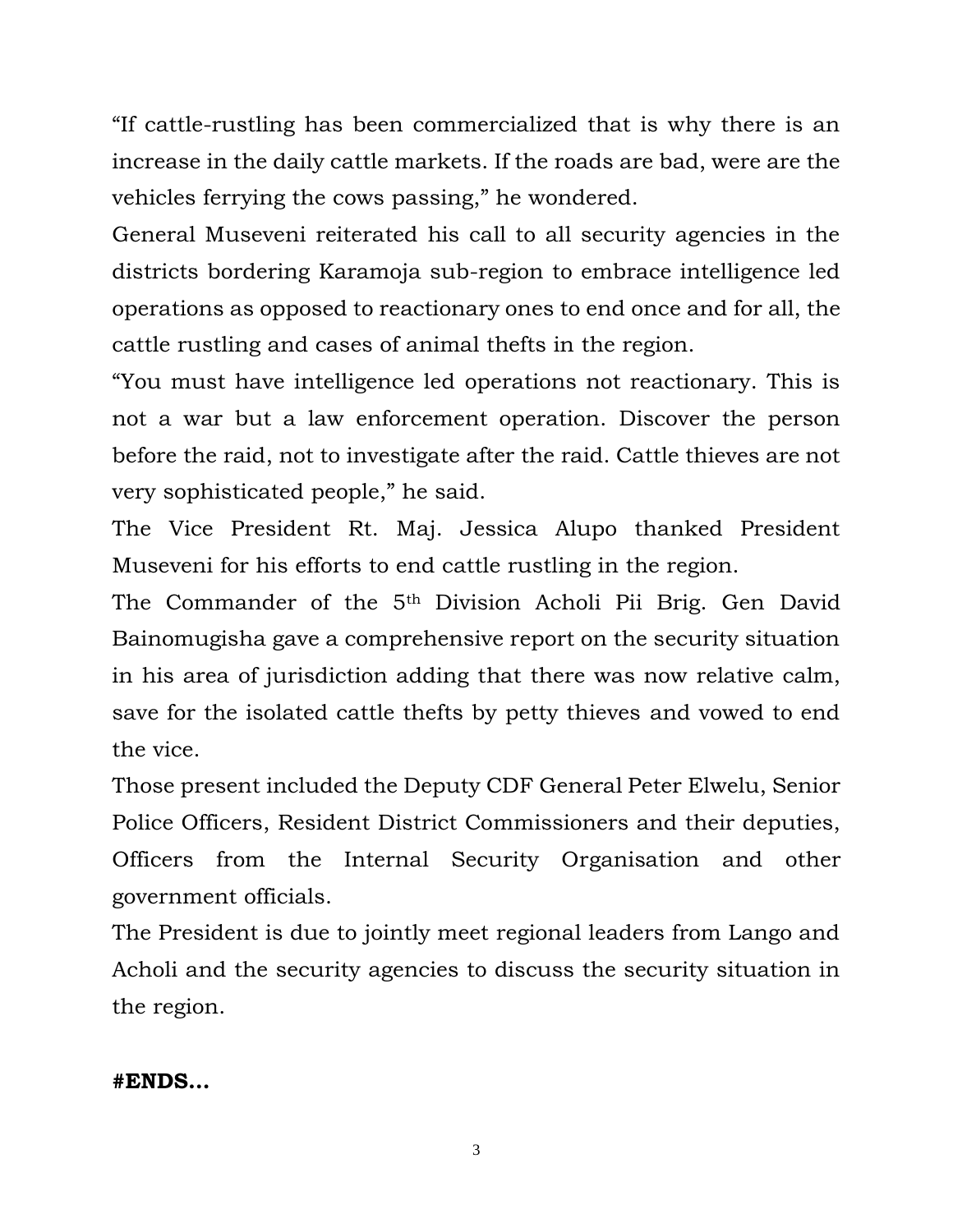“If cattle-rustling has been commercialized that is why there is an increase in the daily cattle markets. If the roads are bad, were are the vehicles ferrying the cows passing,” he wondered.

General Museveni reiterated his call to all security agencies in the districts bordering Karamoja sub-region to embrace intelligence led operations as opposed to reactionary ones to end once and for all, the cattle rustling and cases of animal thefts in the region.

“You must have intelligence led operations not reactionary. This is not a war but a law enforcement operation. Discover the person before the raid, not to investigate after the raid. Cattle thieves are not very sophisticated people,” he said.

The Vice President Rt. Maj. Jessica Alupo thanked President Museveni for his efforts to end cattle rustling in the region.

The Commander of the 5th Division Acholi Pii Brig. Gen David Bainomugisha gave a comprehensive report on the security situation in his area of jurisdiction adding that there was now relative calm, save for the isolated cattle thefts by petty thieves and vowed to end the vice.

Those present included the Deputy CDF General Peter Elwelu, Senior Police Officers, Resident District Commissioners and their deputies, Officers from the Internal Security Organisation and other government officials.

The President is due to jointly meet regional leaders from Lango and Acholi and the security agencies to discuss the security situation in the region.

**#ENDS…**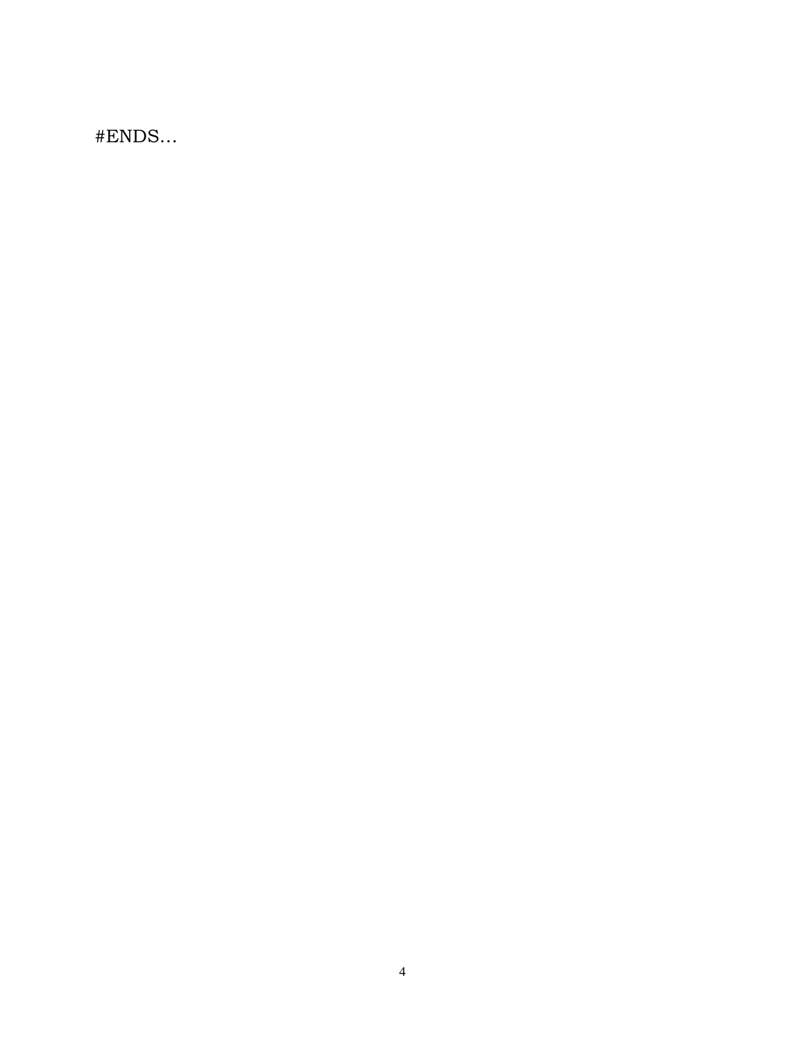#ENDS…